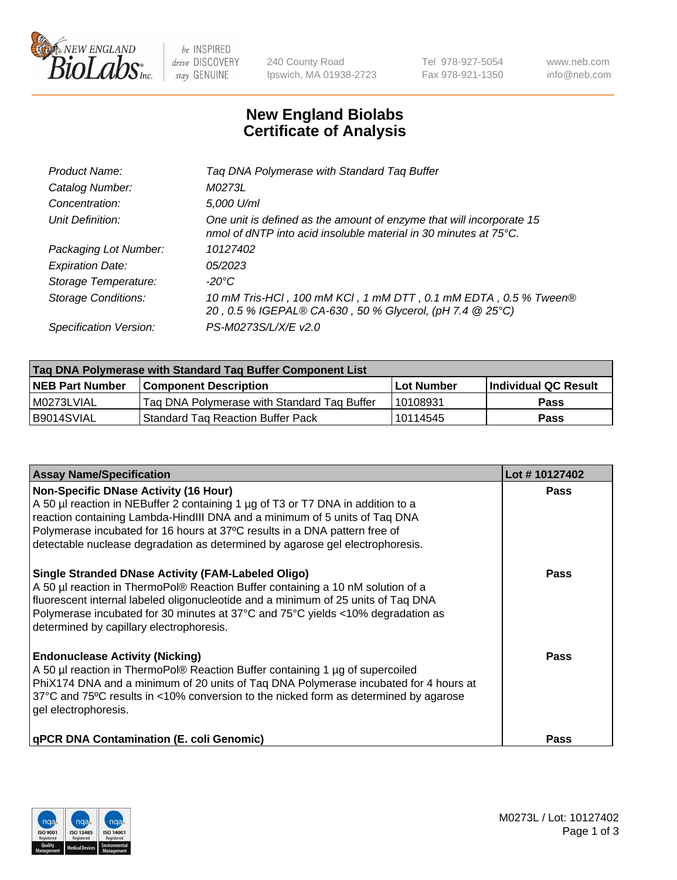# New England Biolabs Certificate of Analysis

| | |
|---|---|
| *Product Name:* | *Taq DNA Polymerase with Standard Taq Buffer* |
| *Catalog Number:* | *M0273L* |
| *Concentration:* | *5,000 U/ml* |
| *Unit Definition:* | *One unit is defined as the amount of enzyme that will incorporate 15 nmol of dNTP into acid insoluble material in 30 minutes at 75°C.* |
| *Packaging Lot Number:* | *10127402* |
| *Expiration Date:* | *05/2023* |
| *Storage Temperature:* | *-20°C* |
| *Storage Conditions:* | *10 mM Tris-HCl , 100 mM KCl , 1 mM DTT , 0.1 mM EDTA , 0.5 % Tween® 20 , 0.5 % IGEPAL® CA-630 , 50 % Glycerol, (pH 7.4 @ 25°C)* |
| *Specification Version:* | *PS-M0273S/L/X/E v2.0* |

| **Taq DNA Polymerase with Standard Taq Buffer Component List** | | | |
|---|---|---|---|
| **NEB Part Number** | **Component Description** | **Lot Number** | **Individual QC Result** |
| M0273LVIAL | Taq DNA Polymerase with Standard Taq Buffer | 10108931 | **Pass** |
| B9014SVIAL | Standard Taq Reaction Buffer Pack | 10114545 | **Pass** |

| **Assay Name/Specification** | **Lot # 10127402** |
|---|---|
| **Non-Specific DNase Activity (16 Hour)** A 50 µl reaction in NEBuffer 2 containing 1 µg of T3 or T7 DNA in addition to a reaction containing Lambda-HindIII DNA and a minimum of 5 units of Taq DNA Polymerase incubated for 16 hours at 37ºC results in a DNA pattern free of detectable nuclease degradation as determined by agarose gel electrophoresis. | **Pass** |
| **Single Stranded DNase Activity (FAM-Labeled Oligo)** A 50 µl reaction in ThermoPol® Reaction Buffer containing a 10 nM solution of a fluorescent internal labeled oligonucleotide and a minimum of 25 units of Taq DNA Polymerase incubated for 30 minutes at 37°C and 75°C yields <10% degradation as determined by capillary electrophoresis. | **Pass** |
| **Endonuclease Activity (Nicking)** A 50 µl reaction in ThermoPol® Reaction Buffer containing 1 µg of supercoiled PhiX174 DNA and a minimum of 20 units of Taq DNA Polymerase incubated for 4 hours at 37°C and 75ºC results in <10% conversion to the nicked form as determined by agarose gel electrophoresis. | **Pass** |
| **qPCR DNA Contamination (E. coli Genomic)** | **Pass** |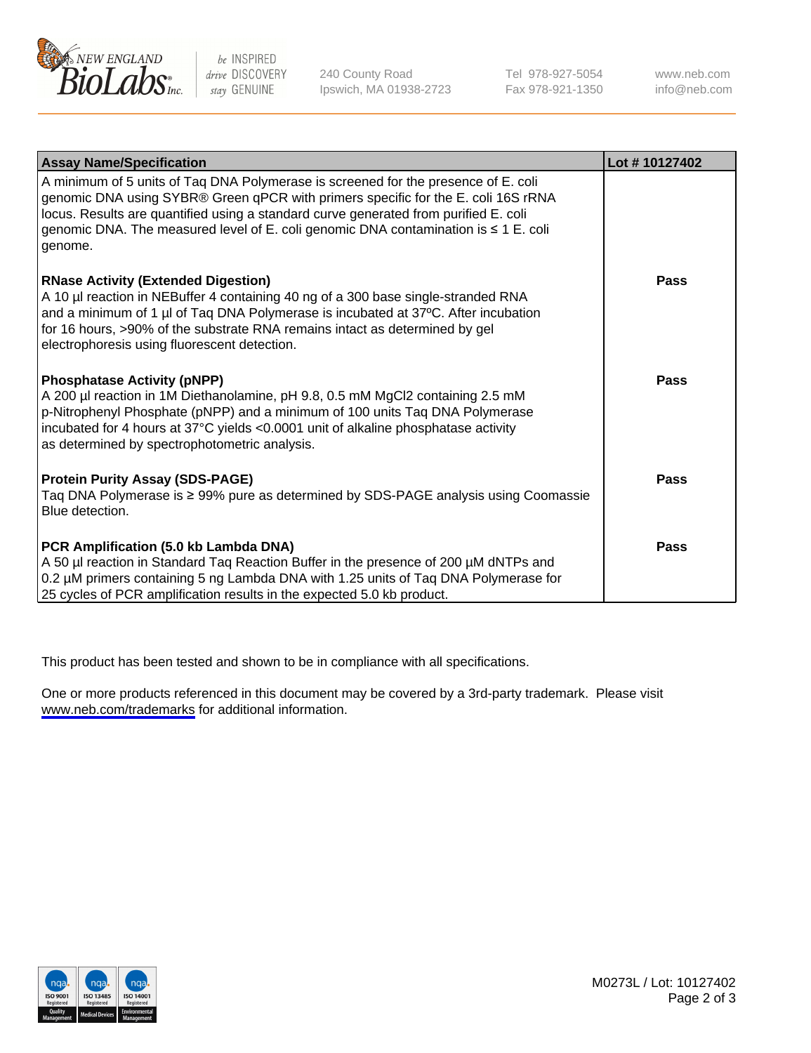| Assay Name/Specification | Lot # 10127402 |
|---|---|
| A minimum of 5 units of Taq DNA Polymerase is screened for the presence of E. coli genomic DNA using SYBR® Green qPCR with primers specific for the E. coli 16S rRNA locus. Results are quantified using a standard curve generated from purified E. coli genomic DNA. The measured level of E. coli genomic DNA contamination is ≤ 1 E. coli genome. | |
| **RNase Activity (Extended Digestion)**<br>A 10 µl reaction in NEBuffer 4 containing 40 ng of a 300 base single-stranded RNA and a minimum of 1 µl of Taq DNA Polymerase is incubated at 37ºC. After incubation for 16 hours, >90% of the substrate RNA remains intact as determined by gel electrophoresis using fluorescent detection. | Pass |
| **Phosphatase Activity (pNPP)**<br>A 200 µl reaction in 1M Diethanolamine, pH 9.8, 0.5 mM $MgCl_2$ containing 2.5 mM p-Nitrophenyl Phosphate (pNPP) and a minimum of 100 units Taq DNA Polymerase incubated for 4 hours at 37°C yields <0.0001 unit of alkaline phosphatase activity as determined by spectrophotometric analysis. | Pass |
| **Protein Purity Assay (SDS-PAGE)**<br>Taq DNA Polymerase is ≥ 99% pure as determined by SDS-PAGE analysis using Coomassie Blue detection. | Pass |
| **PCR Amplification (5.0 kb Lambda DNA)**<br>A 50 µl reaction in Standard Taq Reaction Buffer in the presence of 200 µM dNTPs and 0.2 µM primers containing 5 ng Lambda DNA with 1.25 units of Taq DNA Polymerase for 25 cycles of PCR amplification results in the expected 5.0 kb product. | Pass |

This product has been tested and shown to be in compliance with all specifications.

One or more products referenced in this document may be covered by a 3rd-party trademark. Please visit www.neb.com/trademarks for additional information.

M0273L / Lot: 10127402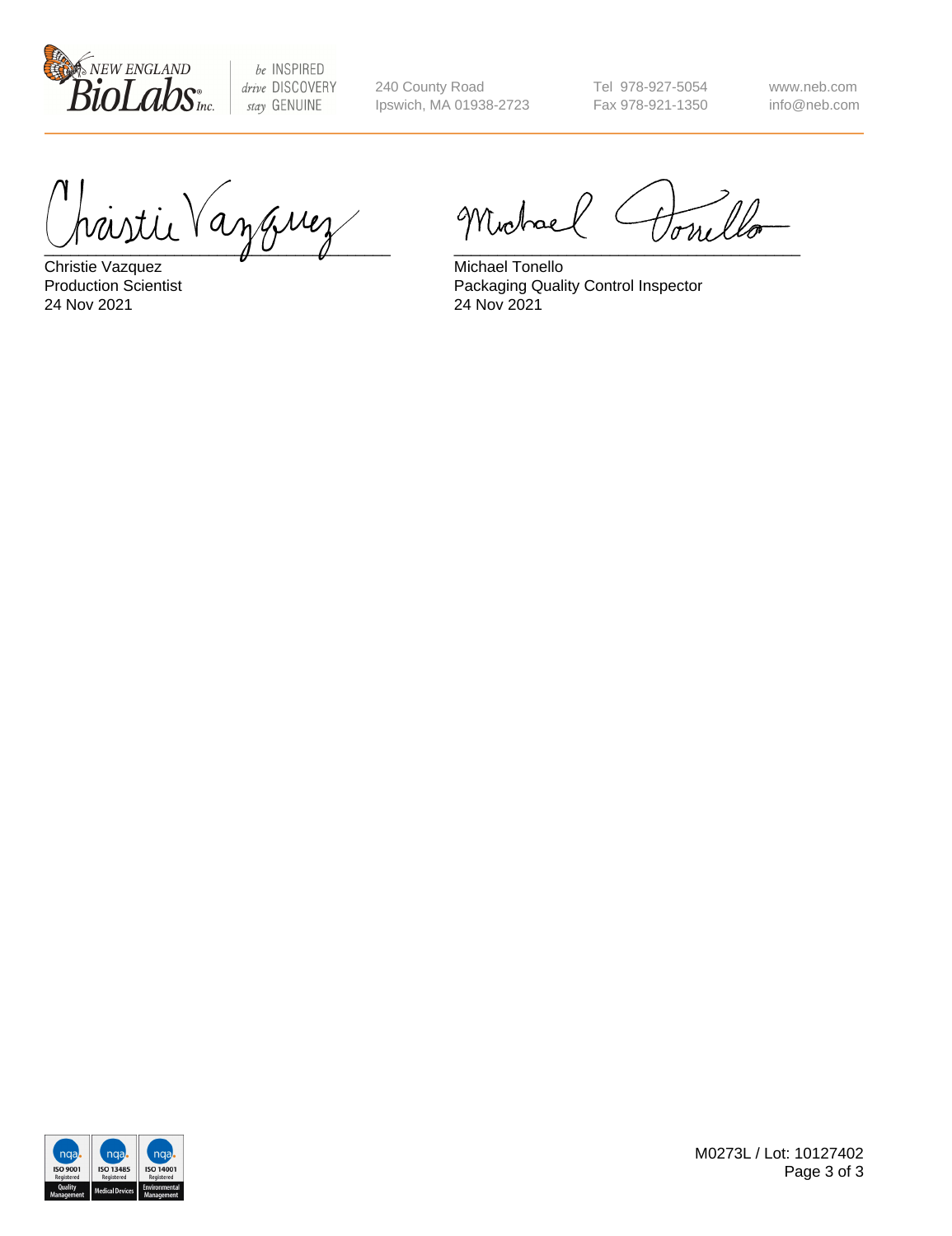Christie Vazquez
Production Scientist
24 Nov 2021

Michael Tonello
Packaging Quality Control Inspector
24 Nov 2021